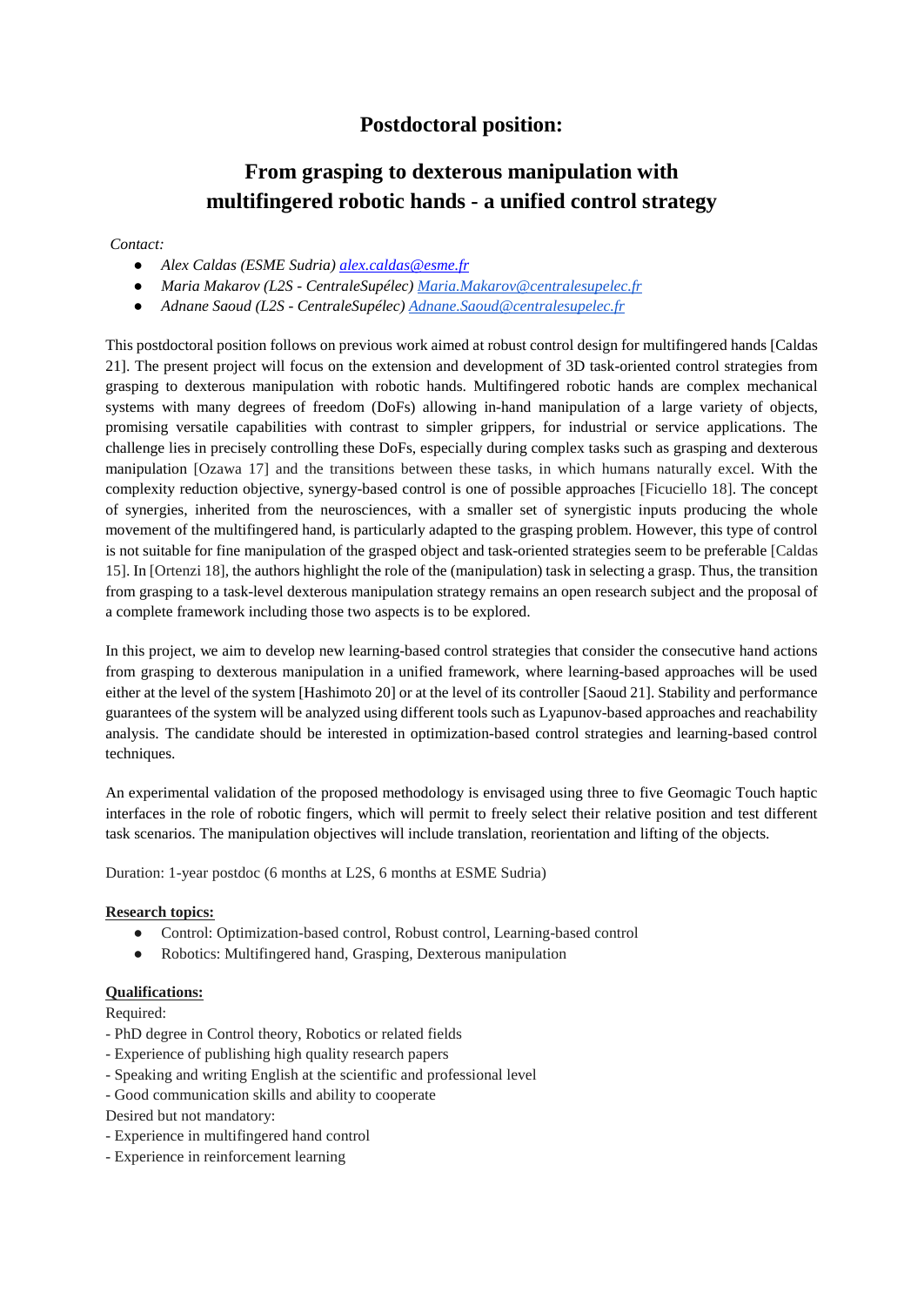# Postdoctoral position:

## From grasping to dexterous manipulation with multifingered robotic hands - a unified control strategy

*Contact:*

- *Alex Caldas (ESME Sudria)* [alex.caldas@esme.fr](mailto:alex.caldas@esme.fr)
- *Maria Makarov (L2S - CentraleSupélec)* [Maria.Makarov@centralesupelec.fr](mailto:Maria.Makarov@centralesupelec.fr)
- *Adnane Saoud (L2S - CentraleSupélec)* [Adnane.Saoud@centralesupelec.fr](mailto:Adnane.Saoud@centralesupelec.fr)

This postdoctoral position follows on previous work aimed at robust control design for multifingered hands [Caldas 21]. The present project will focus on the extension and development of 3D task-oriented control strategies from grasping to dexterous manipulation with robotic hands. Multifingered robotic hands are complex mechanical systems with many degrees of freedom (DoFs) allowing in-hand manipulation of a large variety of objects, promising versatile capabilities with contrast to simpler grippers, for industrial or service applications. The challenge lies in precisely controlling these DoFs, especially during complex tasks such as grasping and dexterous manipulation [Ozawa 17] and the transitions between these tasks, in which humans naturally excel. With the complexity reduction objective, synergy-based control is one of possible approaches [Ficuciello 18]. The concept of synergies, inherited from the neurosciences, with a smaller set of synergistic inputs producing the whole movement of the multifingered hand, is particularly adapted to the grasping problem. However, this type of control is not suitable for fine manipulation of the grasped object and task-oriented strategies seem to be preferable [Caldas 15]. In [Ortenzi 18], the authors highlight the role of the (manipulation) task in selecting a grasp. Thus, the transition from grasping to a task-level dexterous manipulation strategy remains an open research subject and the proposal of a complete framework including those two aspects is to be explored.

In this project, we aim to develop new learning-based control strategies that consider the consecutive hand actions from grasping to dexterous manipulation in a unified framework, where learning-based approaches will be used either at the level of the system [Hashimoto 20] or at the level of its controller [Saoud 21]. Stability and performance guarantees of the system will be analyzed using different tools such as Lyapunov-based approaches and reachability analysis. The candidate should be interested in optimization-based control strategies and learning-based control techniques.

An experimental validation of the proposed methodology is envisaged using three to five Geomagic Touch haptic interfaces in the role of robotic fingers, which will permit to freely select their relative position and test different task scenarios. The manipulation objectives will include translation, reorientation and lifting of the objects.

Duration: 1-year postdoc (6 months at L2S, 6 months at ESME Sudria)

**Research topics:**

- Control: Optimization-based control, Robust control, Learning-based control
- Robotics: Multifingered hand, Grasping, Dexterous manipulation

**Qualifications:**

Required:

- PhD degree in Control theory, Robotics or related fields
- Experience of publishing high quality research papers
- Speaking and writing English at the scientific and professional level
- Good communication skills and ability to cooperate

Desired but not mandatory:

- Experience in multifingered hand control
- Experience in reinforcement learning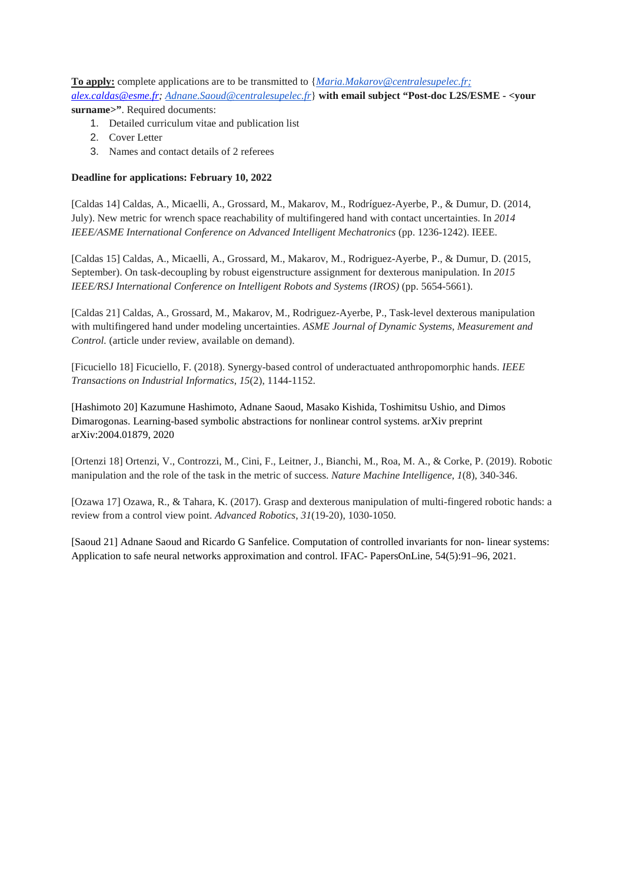**To apply:** complete applications are to be transmitted to {*Maria.Makarov@centralesupelec.fr; alex.caldas@esme.fr; Adnane.Saoud@centralesupelec.fr*} **with email subject "Post-doc L2S/ESME - <your surname>"**. Required documents:

1. Detailed curriculum vitae and publication list
2. Cover Letter
3. Names and contact details of 2 referees

**Deadline for applications: February 10, 2022**

[Caldas 14] Caldas, A., Micaelli, A., Grossard, M., Makarov, M., Rodríguez-Ayerbe, P., & Dumur, D. (2014, July). New metric for wrench space reachability of multifingered hand with contact uncertainties. In *2014 IEEE/ASME International Conference on Advanced Intelligent Mechatronics* (pp. 1236-1242). IEEE.

[Caldas 15] Caldas, A., Micaelli, A., Grossard, M., Makarov, M., Rodriguez-Ayerbe, P., & Dumur, D. (2015, September). On task-decoupling by robust eigenstructure assignment for dexterous manipulation. In *2015 IEEE/RSJ International Conference on Intelligent Robots and Systems (IROS)* (pp. 5654-5661).

[Caldas 21] Caldas, A., Grossard, M., Makarov, M., Rodriguez-Ayerbe, P., Task-level dexterous manipulation with multifingered hand under modeling uncertainties. *ASME Journal of Dynamic Systems, Measurement and Control.* (article under review, available on demand).

[Ficuciello 18] Ficuciello, F. (2018). Synergy-based control of underactuated anthropomorphic hands. *IEEE Transactions on Industrial Informatics*, *15*(2), 1144-1152.

[Hashimoto 20] Kazumune Hashimoto, Adnane Saoud, Masako Kishida, Toshimitsu Ushio, and Dimos Dimarogonas. Learning-based symbolic abstractions for nonlinear control systems. arXiv preprint arXiv:2004.01879, 2020

[Ortenzi 18] Ortenzi, V., Controzzi, M., Cini, F., Leitner, J., Bianchi, M., Roa, M. A., & Corke, P. (2019). Robotic manipulation and the role of the task in the metric of success. *Nature Machine Intelligence*, *1*(8), 340-346.

[Ozawa 17] Ozawa, R., & Tahara, K. (2017). Grasp and dexterous manipulation of multi-fingered robotic hands: a review from a control view point. *Advanced Robotics*, *31*(19-20), 1030-1050.

[Saoud 21] Adnane Saoud and Ricardo G Sanfelice. Computation of controlled invariants for non- linear systems: Application to safe neural networks approximation and control. IFAC- PapersOnLine, 54(5):91–96, 2021.